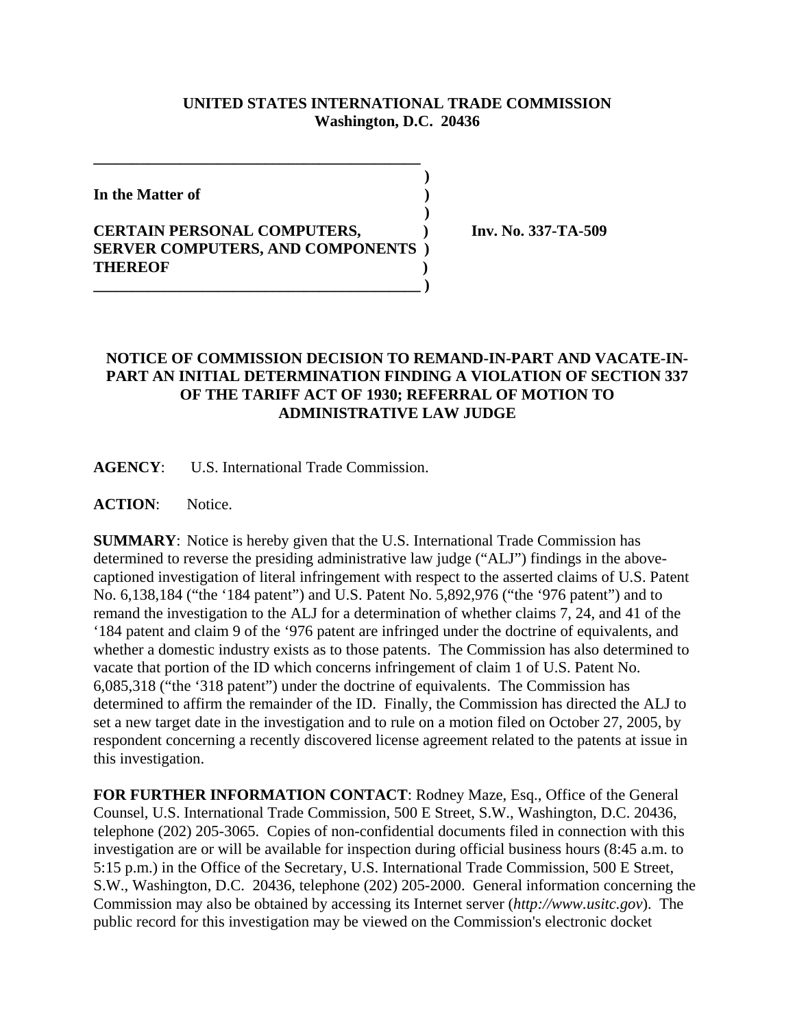**UNITED STATES INTERNATIONAL TRADE COMMISSION**
**Washington, D.C. 20436**

| | | |
|---|---|---|
| **In the Matter of** | ) | |
| | ) | |
| **CERTAIN PERSONAL COMPUTERS, SERVER COMPUTERS, AND COMPONENTS THEREOF** | ) | **Inv. No. 337-TA-509** |

## NOTICE OF COMMISSION DECISION TO REMAND-IN-PART AND VACATE-IN-PART AN INITIAL DETERMINATION FINDING A VIOLATION OF SECTION 337 OF THE TARIFF ACT OF 1930; REFERRAL OF MOTION TO ADMINISTRATIVE LAW JUDGE

**AGENCY**: U.S. International Trade Commission.

**ACTION**: Notice.

**SUMMARY**: Notice is hereby given that the U.S. International Trade Commission has determined to reverse the presiding administrative law judge ("ALJ") findings in the above-captioned investigation of literal infringement with respect to the asserted claims of U.S. Patent No. 6,138,184 ("the '184 patent") and U.S. Patent No. 5,892,976 ("the '976 patent") and to remand the investigation to the ALJ for a determination of whether claims 7, 24, and 41 of the '184 patent and claim 9 of the '976 patent are infringed under the doctrine of equivalents, and whether a domestic industry exists as to those patents. The Commission has also determined to vacate that portion of the ID which concerns infringement of claim 1 of U.S. Patent No. 6,085,318 ("the '318 patent") under the doctrine of equivalents. The Commission has determined to affirm the remainder of the ID. Finally, the Commission has directed the ALJ to set a new target date in the investigation and to rule on a motion filed on October 27, 2005, by respondent concerning a recently discovered license agreement related to the patents at issue in this investigation.

**FOR FURTHER INFORMATION CONTACT**: Rodney Maze, Esq., Office of the General Counsel, U.S. International Trade Commission, 500 E Street, S.W., Washington, D.C. 20436, telephone (202) 205-3065. Copies of non-confidential documents filed in connection with this investigation are or will be available for inspection during official business hours (8:45 a.m. to 5:15 p.m.) in the Office of the Secretary, U.S. International Trade Commission, 500 E Street, S.W., Washington, D.C. 20436, telephone (202) 205-2000. General information concerning the Commission may also be obtained by accessing its Internet server (*http://www.usitc.gov*). The public record for this investigation may be viewed on the Commission's electronic docket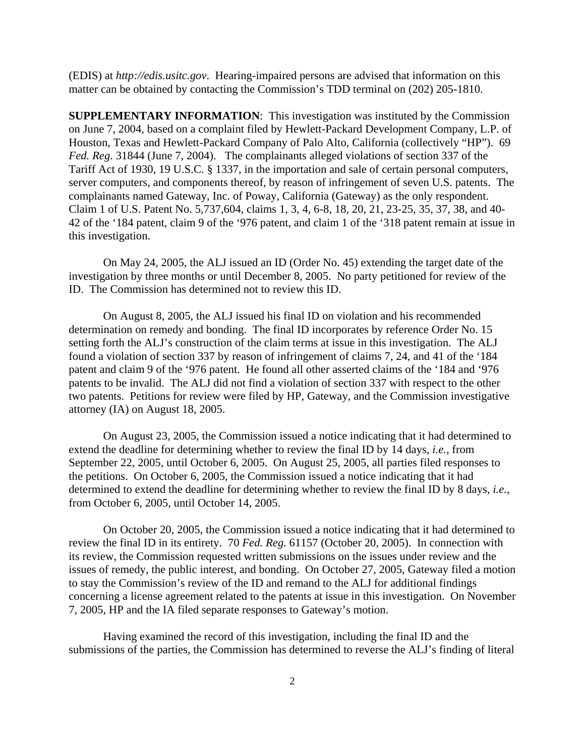(EDIS) at *http://edis.usitc.gov*. Hearing-impaired persons are advised that information on this matter can be obtained by contacting the Commission's TDD terminal on (202) 205-1810.

**SUPPLEMENTARY INFORMATION**: This investigation was instituted by the Commission on June 7, 2004, based on a complaint filed by Hewlett-Packard Development Company, L.P. of Houston, Texas and Hewlett-Packard Company of Palo Alto, California (collectively "HP"). 69 *Fed. Reg*. 31844 (June 7, 2004). The complainants alleged violations of section 337 of the Tariff Act of 1930, 19 U.S.C. § 1337, in the importation and sale of certain personal computers, server computers, and components thereof, by reason of infringement of seven U.S. patents. The complainants named Gateway, Inc. of Poway, California (Gateway) as the only respondent. Claim 1 of U.S. Patent No. 5,737,604, claims 1, 3, 4, 6-8, 18, 20, 21, 23-25, 35, 37, 38, and 40-42 of the '184 patent, claim 9 of the '976 patent, and claim 1 of the '318 patent remain at issue in this investigation.

On May 24, 2005, the ALJ issued an ID (Order No. 45) extending the target date of the investigation by three months or until December 8, 2005. No party petitioned for review of the ID. The Commission has determined not to review this ID.

On August 8, 2005, the ALJ issued his final ID on violation and his recommended determination on remedy and bonding. The final ID incorporates by reference Order No. 15 setting forth the ALJ's construction of the claim terms at issue in this investigation. The ALJ found a violation of section 337 by reason of infringement of claims 7, 24, and 41 of the '184 patent and claim 9 of the '976 patent. He found all other asserted claims of the '184 and '976 patents to be invalid. The ALJ did not find a violation of section 337 with respect to the other two patents. Petitions for review were filed by HP, Gateway, and the Commission investigative attorney (IA) on August 18, 2005.

On August 23, 2005, the Commission issued a notice indicating that it had determined to extend the deadline for determining whether to review the final ID by 14 days, *i.e.*, from September 22, 2005, until October 6, 2005. On August 25, 2005, all parties filed responses to the petitions. On October 6, 2005, the Commission issued a notice indicating that it had determined to extend the deadline for determining whether to review the final ID by 8 days, *i.e.*, from October 6, 2005, until October 14, 2005.

On October 20, 2005, the Commission issued a notice indicating that it had determined to review the final ID in its entirety. 70 *Fed. Reg.* 61157 (October 20, 2005). In connection with its review, the Commission requested written submissions on the issues under review and the issues of remedy, the public interest, and bonding. On October 27, 2005, Gateway filed a motion to stay the Commission's review of the ID and remand to the ALJ for additional findings concerning a license agreement related to the patents at issue in this investigation. On November 7, 2005, HP and the IA filed separate responses to Gateway's motion.

Having examined the record of this investigation, including the final ID and the submissions of the parties, the Commission has determined to reverse the ALJ's finding of literal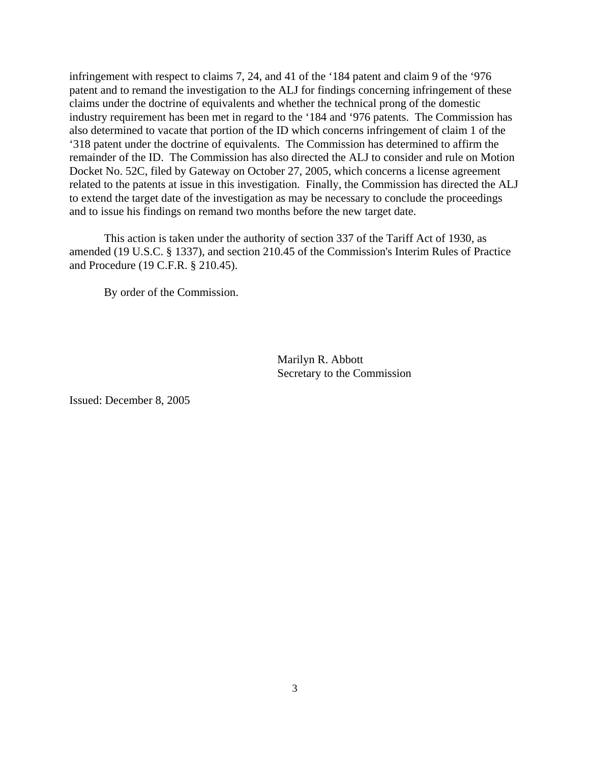infringement with respect to claims 7, 24, and 41 of the '184 patent and claim 9 of the '976 patent and to remand the investigation to the ALJ for findings concerning infringement of these claims under the doctrine of equivalents and whether the technical prong of the domestic industry requirement has been met in regard to the '184 and '976 patents. The Commission has also determined to vacate that portion of the ID which concerns infringement of claim 1 of the '318 patent under the doctrine of equivalents. The Commission has determined to affirm the remainder of the ID. The Commission has also directed the ALJ to consider and rule on Motion Docket No. 52C, filed by Gateway on October 27, 2005, which concerns a license agreement related to the patents at issue in this investigation. Finally, the Commission has directed the ALJ to extend the target date of the investigation as may be necessary to conclude the proceedings and to issue his findings on remand two months before the new target date.

This action is taken under the authority of section 337 of the Tariff Act of 1930, as amended (19 U.S.C. § 1337), and section 210.45 of the Commission's Interim Rules of Practice and Procedure (19 C.F.R. § 210.45).

By order of the Commission.

Marilyn R. Abbott
Secretary to the Commission

Issued: December 8, 2005